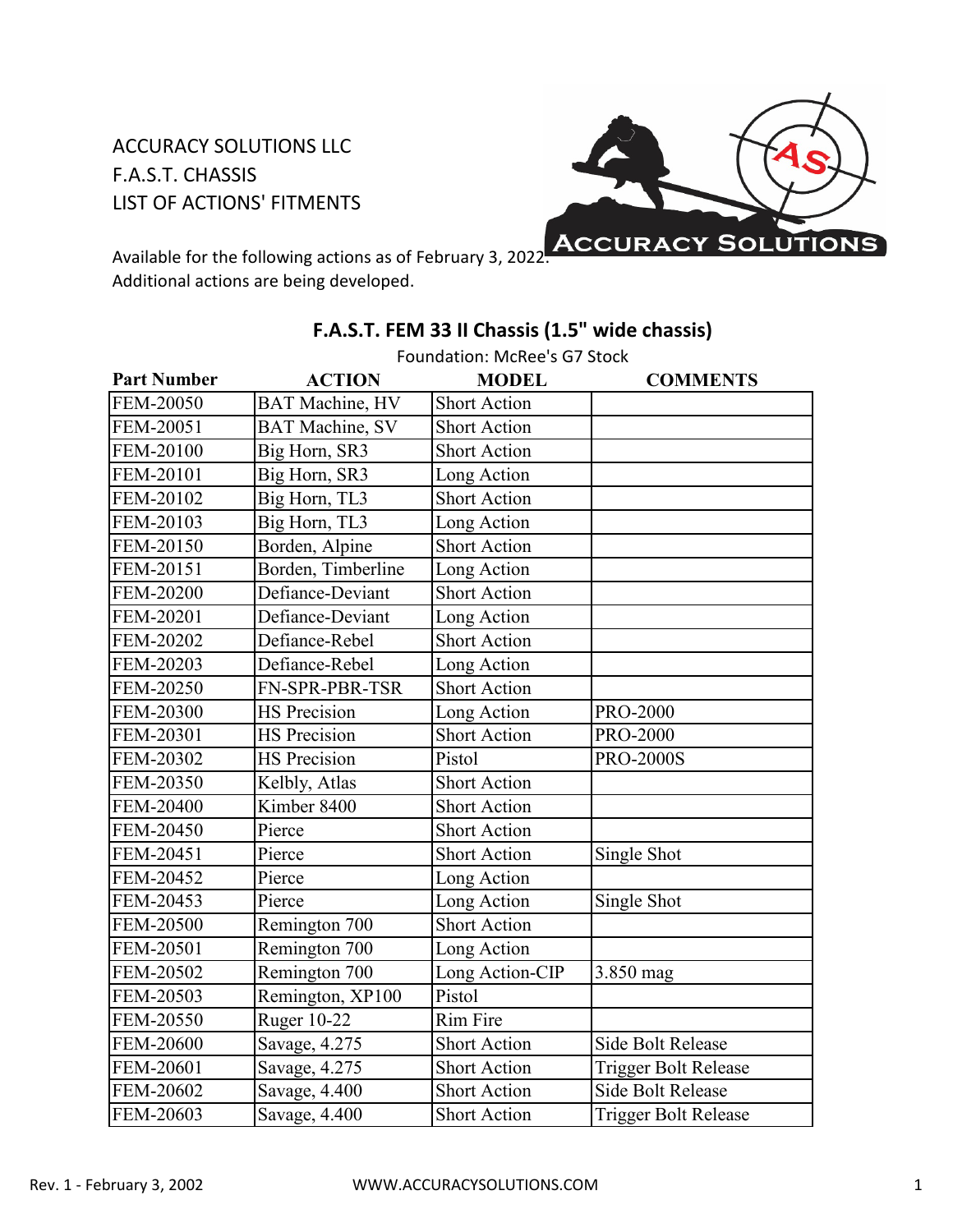ACCURACY SOLUTIONS LLC
F.A.S.T. CHASSIS
LIST OF ACTIONS' FITMENTS

Available for the following actions as of February 3, 2022.
Additional actions are being developed.

## F.A.S.T. FEM 33 II Chassis (1.5" wide chassis)

Foundation: McRee's G7 Stock

| Part Number | ACTION | MODEL | COMMENTS |
|---|---|---|---|
| FEM-20050 | BAT Machine, HV | Short Action | |
| FEM-20051 | BAT Machine, SV | Short Action | |
| FEM-20100 | Big Horn, SR3 | Short Action | |
| FEM-20101 | Big Horn, SR3 | Long Action | |
| FEM-20102 | Big Horn, TL3 | Short Action | |
| FEM-20103 | Big Horn, TL3 | Long Action | |
| FEM-20150 | Borden, Alpine | Short Action | |
| FEM-20151 | Borden, Timberline | Long Action | |
| FEM-20200 | Defiance-Deviant | Short Action | |
| FEM-20201 | Defiance-Deviant | Long Action | |
| FEM-20202 | Defiance-Rebel | Short Action | |
| FEM-20203 | Defiance-Rebel | Long Action | |
| FEM-20250 | FN-SPR-PBR-TSR | Short Action | |
| FEM-20300 | HS Precision | Long Action | PRO-2000 |
| FEM-20301 | HS Precision | Short Action | PRO-2000 |
| FEM-20302 | HS Precision | Pistol | PRO-2000S |
| FEM-20350 | Kelbly, Atlas | Short Action | |
| FEM-20400 | Kimber 8400 | Short Action | |
| FEM-20450 | Pierce | Short Action | |
| FEM-20451 | Pierce | Short Action | Single Shot |
| FEM-20452 | Pierce | Long Action | |
| FEM-20453 | Pierce | Long Action | Single Shot |
| FEM-20500 | Remington 700 | Short Action | |
| FEM-20501 | Remington 700 | Long Action | |
| FEM-20502 | Remington 700 | Long Action-CIP | 3.850 mag |
| FEM-20503 | Remington, XP100 | Pistol | |
| FEM-20550 | Ruger 10-22 | Rim Fire | |
| FEM-20600 | Savage, 4.275 | Short Action | Side Bolt Release |
| FEM-20601 | Savage, 4.275 | Short Action | Trigger Bolt Release |
| FEM-20602 | Savage, 4.400 | Short Action | Side Bolt Release |
| FEM-20603 | Savage, 4.400 | Short Action | Trigger Bolt Release |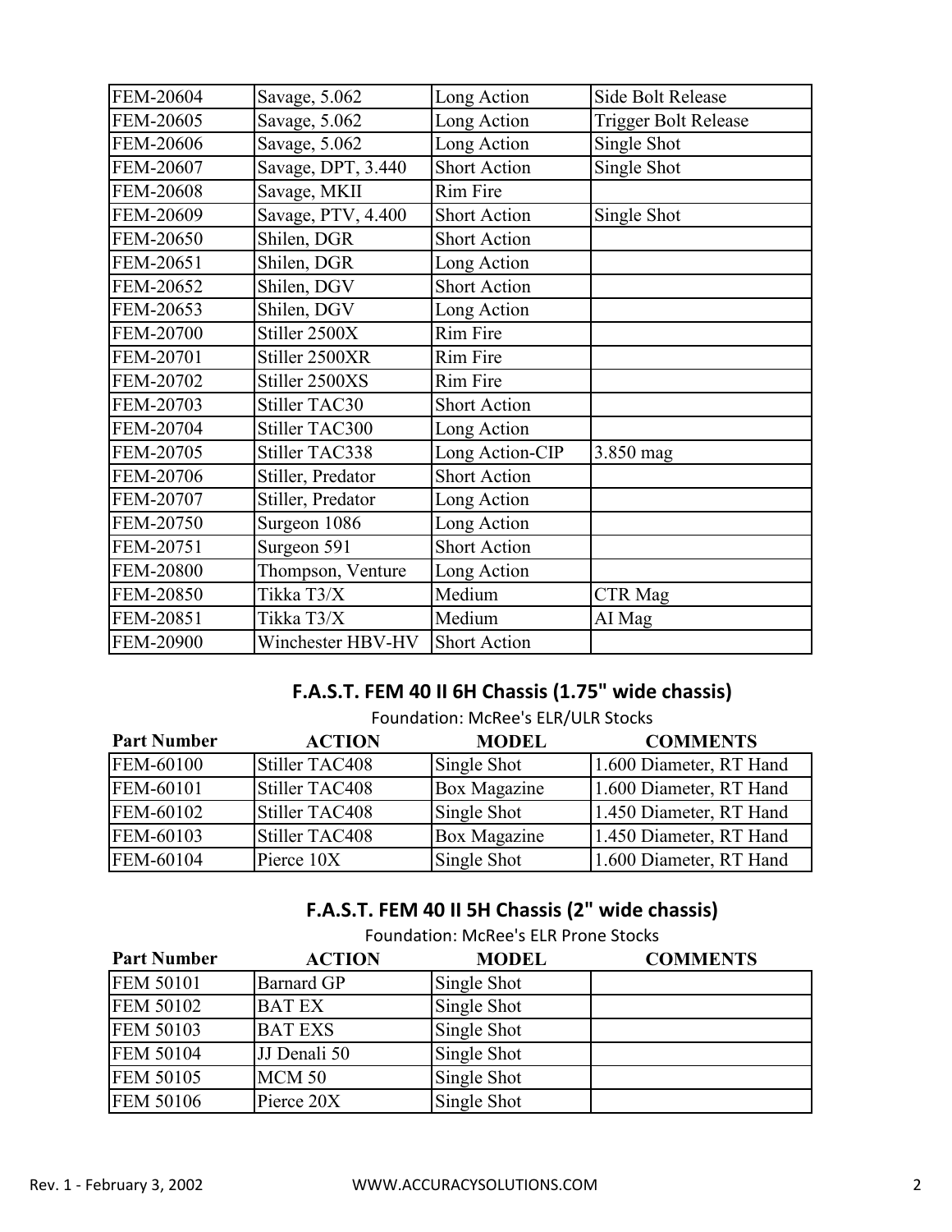| | | | |
|---|---|---|---|
| FEM-20604 | Savage, 5.062 | Long Action | Side Bolt Release |
| FEM-20605 | Savage, 5.062 | Long Action | Trigger Bolt Release |
| FEM-20606 | Savage, 5.062 | Long Action | Single Shot |
| FEM-20607 | Savage, DPT, 3.440 | Short Action | Single Shot |
| FEM-20608 | Savage, MKII | Rim Fire | |
| FEM-20609 | Savage, PTV, 4.400 | Short Action | Single Shot |
| FEM-20650 | Shilen, DGR | Short Action | |
| FEM-20651 | Shilen, DGR | Long Action | |
| FEM-20652 | Shilen, DGV | Short Action | |
| FEM-20653 | Shilen, DGV | Long Action | |
| FEM-20700 | Stiller 2500X | Rim Fire | |
| FEM-20701 | Stiller 2500XR | Rim Fire | |
| FEM-20702 | Stiller 2500XS | Rim Fire | |
| FEM-20703 | Stiller TAC30 | Short Action | |
| FEM-20704 | Stiller TAC300 | Long Action | |
| FEM-20705 | Stiller TAC338 | Long Action-CIP | 3.850 mag |
| FEM-20706 | Stiller, Predator | Short Action | |
| FEM-20707 | Stiller, Predator | Long Action | |
| FEM-20750 | Surgeon 1086 | Long Action | |
| FEM-20751 | Surgeon 591 | Short Action | |
| FEM-20800 | Thompson, Venture | Long Action | |
| FEM-20850 | Tikka T3/X | Medium | CTR Mag |
| FEM-20851 | Tikka T3/X | Medium | AI Mag |
| FEM-20900 | Winchester HBV-HV | Short Action | |

## F.A.S.T. FEM 40 II 6H Chassis (1.75" wide chassis)

Foundation: McRee's ELR/ULR Stocks

| Part Number | ACTION | MODEL | COMMENTS |
|---|---|---|---|
| FEM-60100 | Stiller TAC408 | Single Shot | 1.600 Diameter, RT Hand |
| FEM-60101 | Stiller TAC408 | Box Magazine | 1.600 Diameter, RT Hand |
| FEM-60102 | Stiller TAC408 | Single Shot | 1.450 Diameter, RT Hand |
| FEM-60103 | Stiller TAC408 | Box Magazine | 1.450 Diameter, RT Hand |
| FEM-60104 | Pierce 10X | Single Shot | 1.600 Diameter, RT Hand |

## F.A.S.T. FEM 40 II 5H Chassis (2" wide chassis)

Foundation: McRee's ELR Prone Stocks

| Part Number | ACTION | MODEL | COMMENTS |
|---|---|---|---|
| FEM 50101 | Barnard GP | Single Shot | |
| FEM 50102 | BAT EX | Single Shot | |
| FEM 50103 | BAT EXS | Single Shot | |
| FEM 50104 | JJ Denali 50 | Single Shot | |
| FEM 50105 | MCM 50 | Single Shot | |
| FEM 50106 | Pierce 20X | Single Shot | |